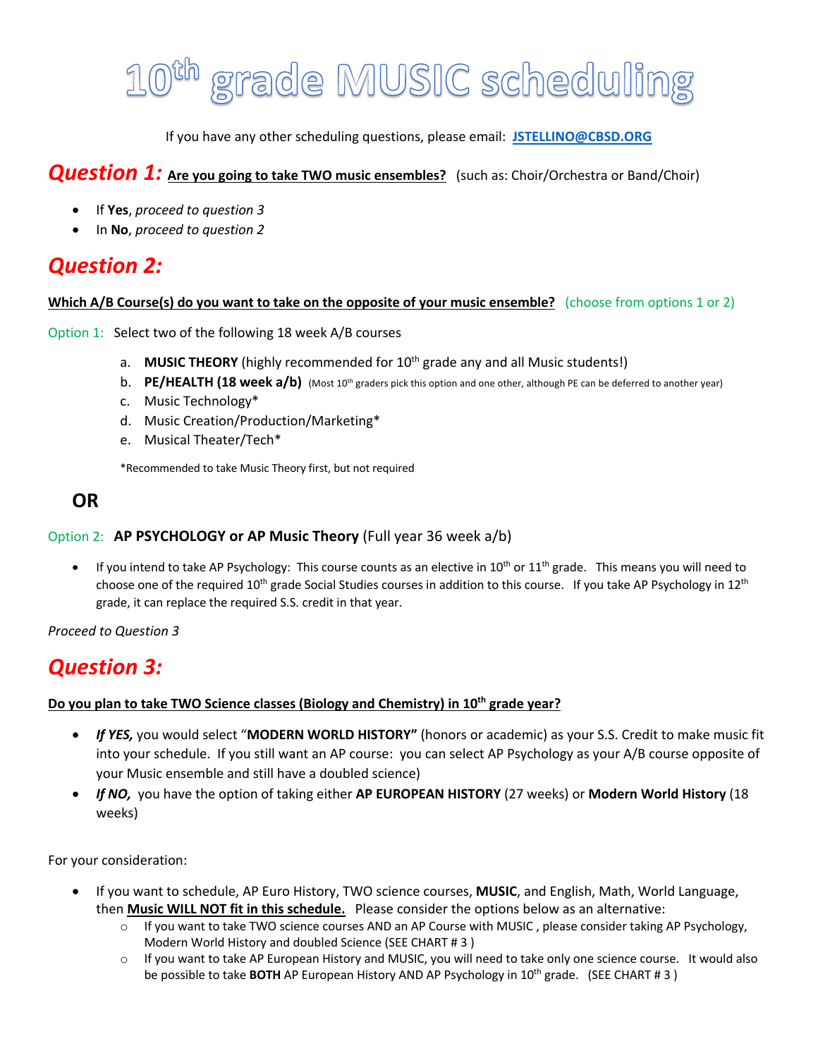# 10th grade MUSIC scheduling

If you have any other scheduling questions, please email: **JSTELLINO@CBSD.ORG**

## *Question 1:* Are you going to take TWO music ensembles? (such as: Choir/Orchestra or Band/Choir)

- If **Yes**, *proceed to question 3*
- In **No**, *proceed to question 2*

## *Question 2:*

**Which A/B Course(s) do you want to take on the opposite of your music ensemble?** (choose from options 1 or 2)

Option 1: Select two of the following 18 week A/B courses

a. **MUSIC THEORY** (highly recommended for 10th grade any and all Music students!)
b. **PE/HEALTH (18 week a/b)** (Most 10th graders pick this option and one other, although PE can be deferred to another year)
c. Music Technology*
d. Music Creation/Production/Marketing*
e. Musical Theater/Tech*

*Recommended to take Music Theory first, but not required

**OR**

Option 2: **AP PSYCHOLOGY or AP Music Theory** (Full year 36 week a/b)

- If you intend to take AP Psychology: This course counts as an elective in 10th or 11th grade. This means you will need to choose one of the required 10th grade Social Studies courses in addition to this course. If you take AP Psychology in 12th grade, it can replace the required S.S. credit in that year.

*Proceed to Question 3*

## *Question 3:*

**Do you plan to take TWO Science classes (Biology and Chemistry) in 10th grade year?**

- ***If YES,*** you would select "**MODERN WORLD HISTORY**" (honors or academic) as your S.S. Credit to make music fit into your schedule. If you still want an AP course: you can select AP Psychology as your A/B course opposite of your Music ensemble and still have a doubled science)
- ***If NO,*** you have the option of taking either **AP EUROPEAN HISTORY** (27 weeks) or **Modern World History** (18 weeks)

For your consideration:

- If you want to schedule, AP Euro History, TWO science courses, **MUSIC**, and English, Math, World Language, then **Music WILL NOT fit in this schedule.** Please consider the options below as an alternative:
  - If you want to take TWO science courses AND an AP Course with MUSIC , please consider taking AP Psychology, Modern World History and doubled Science (SEE CHART # 3 )
  - If you want to take AP European History and MUSIC, you will need to take only one science course. It would also be possible to take **BOTH** AP European History AND AP Psychology in 10th grade. (SEE CHART # 3 )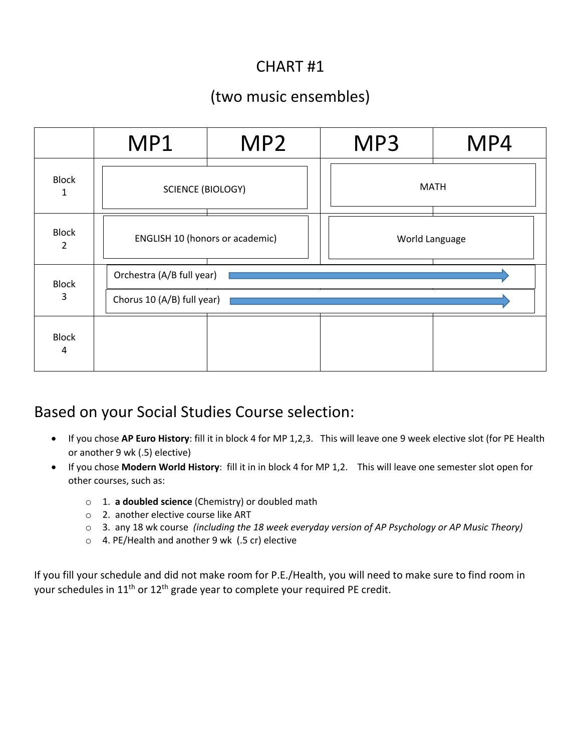# CHART #1

## (two music ensembles)

| | MP1 | MP2 | MP3 | MP4 |
|---|---|---|---|---|
| Block 1 | SCIENCE (BIOLOGY) | | MATH | |
| Block 2 | ENGLISH 10 (honors or academic) | | World Language | |
| Block 3 | Orchestra (A/B full year) → <br> Chorus 10 (A/B) full year) → | | | |
| Block 4 | | | | |

## Based on your Social Studies Course selection:

- If you chose **AP Euro History**: fill it in block 4 for MP 1,2,3. This will leave one 9 week elective slot (for PE Health or another 9 wk (.5) elective)
- If you chose **Modern World History**: fill it in in block 4 for MP 1,2. This will leave one semester slot open for other courses, such as:
  - 1. **a doubled science** (Chemistry) or doubled math
  - 2. another elective course like ART
  - 3. any 18 wk course *(including the 18 week everyday version of AP Psychology or AP Music Theory)*
  - 4. PE/Health and another 9 wk (.5 cr) elective

If you fill your schedule and did not make room for P.E./Health, you will need to make sure to find room in your schedules in 11th or 12th grade year to complete your required PE credit.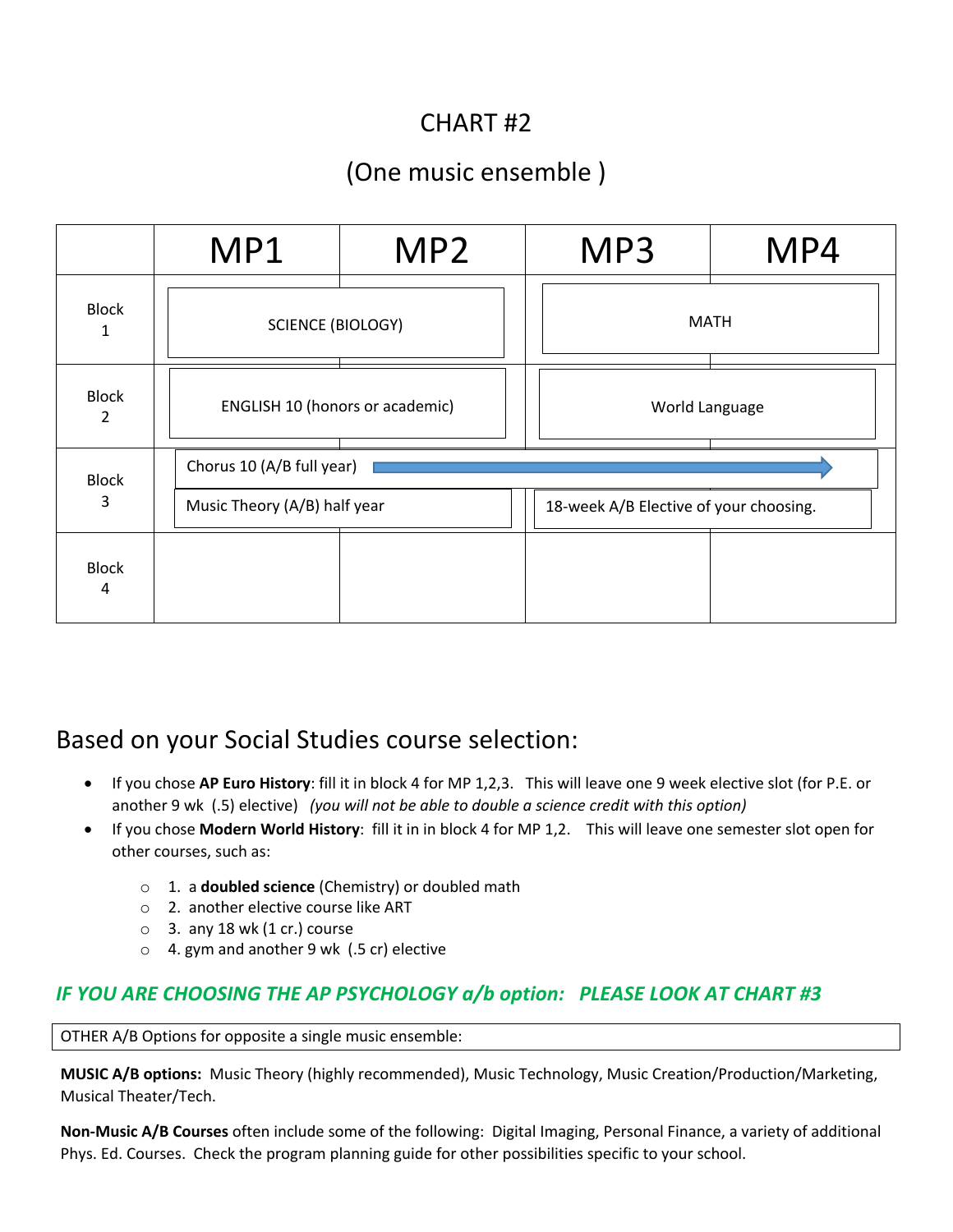# CHART #2

## (One music ensemble )

| | MP1 | MP2 | MP3 | MP4 |
|---|---|---|---|---|
| Block 1 | SCIENCE (BIOLOGY) | | MATH | |
| Block 2 | ENGLISH 10 (honors or academic) | | World Language | |
| Block 3 | Chorus 10 (A/B full year) → | | | |
| | Music Theory (A/B) half year | | 18-week A/B Elective of your choosing. | |
| Block 4 | | | | |

## Based on your Social Studies course selection:

- If you chose **AP Euro History**: fill it in block 4 for MP 1,2,3. This will leave one 9 week elective slot (for P.E. or another 9 wk (.5) elective) *(you will not be able to double a science credit with this option)*
- If you chose **Modern World History**: fill it in in block 4 for MP 1,2. This will leave one semester slot open for other courses, such as:
  - 1. a **doubled science** (Chemistry) or doubled math
  - 2. another elective course like ART
  - 3. any 18 wk (1 cr.) course
  - 4. gym and another 9 wk (.5 cr) elective

***IF YOU ARE CHOOSING THE AP PSYCHOLOGY a/b option: PLEASE LOOK AT CHART #3***

OTHER A/B Options for opposite a single music ensemble:

**MUSIC A/B options:** Music Theory (highly recommended), Music Technology, Music Creation/Production/Marketing, Musical Theater/Tech.

**Non-Music A/B Courses** often include some of the following: Digital Imaging, Personal Finance, a variety of additional Phys. Ed. Courses. Check the program planning guide for other possibilities specific to your school.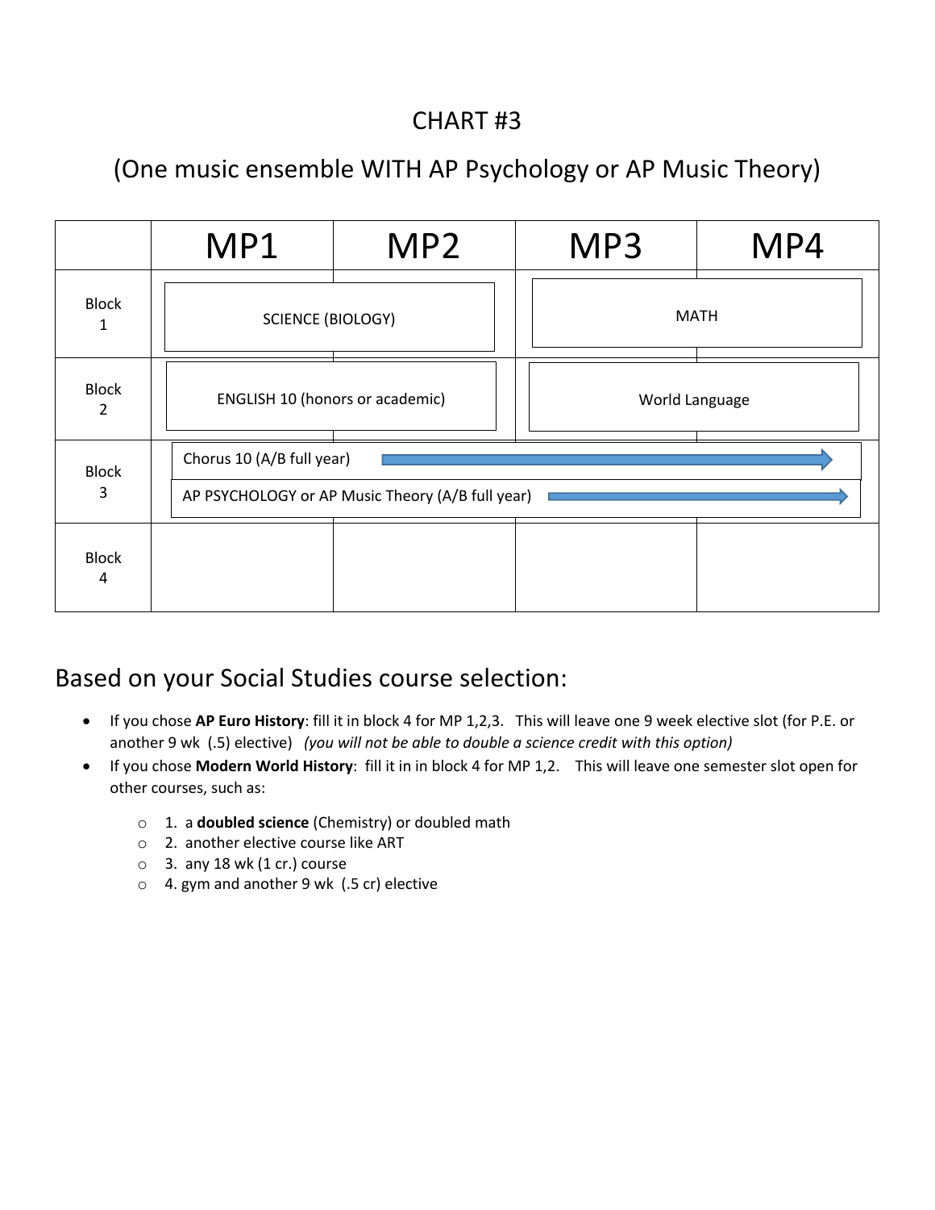# CHART #3

## (One music ensemble WITH AP Psychology or AP Music Theory)

| | MP1 | MP2 | MP3 | MP4 |
|---|---|---|---|---|
| Block 1 | SCIENCE (BIOLOGY) | | MATH | |
| Block 2 | ENGLISH 10 (honors or academic) | | World Language | |
| Block 3 | Chorus 10 (A/B full year) →<br>AP PSYCHOLOGY or AP Music Theory (A/B full year) → | | | |
| Block 4 | | | | |

## Based on your Social Studies course selection:

- If you chose **AP Euro History**: fill it in block 4 for MP 1,2,3. This will leave one 9 week elective slot (for P.E. or another 9 wk (.5) elective) *(you will not be able to double a science credit with this option)*
- If you chose **Modern World History**: fill it in in block 4 for MP 1,2. This will leave one semester slot open for other courses, such as:
  - 1. a **doubled science** (Chemistry) or doubled math
  - 2. another elective course like ART
  - 3. any 18 wk (1 cr.) course
  - 4. gym and another 9 wk (.5 cr) elective